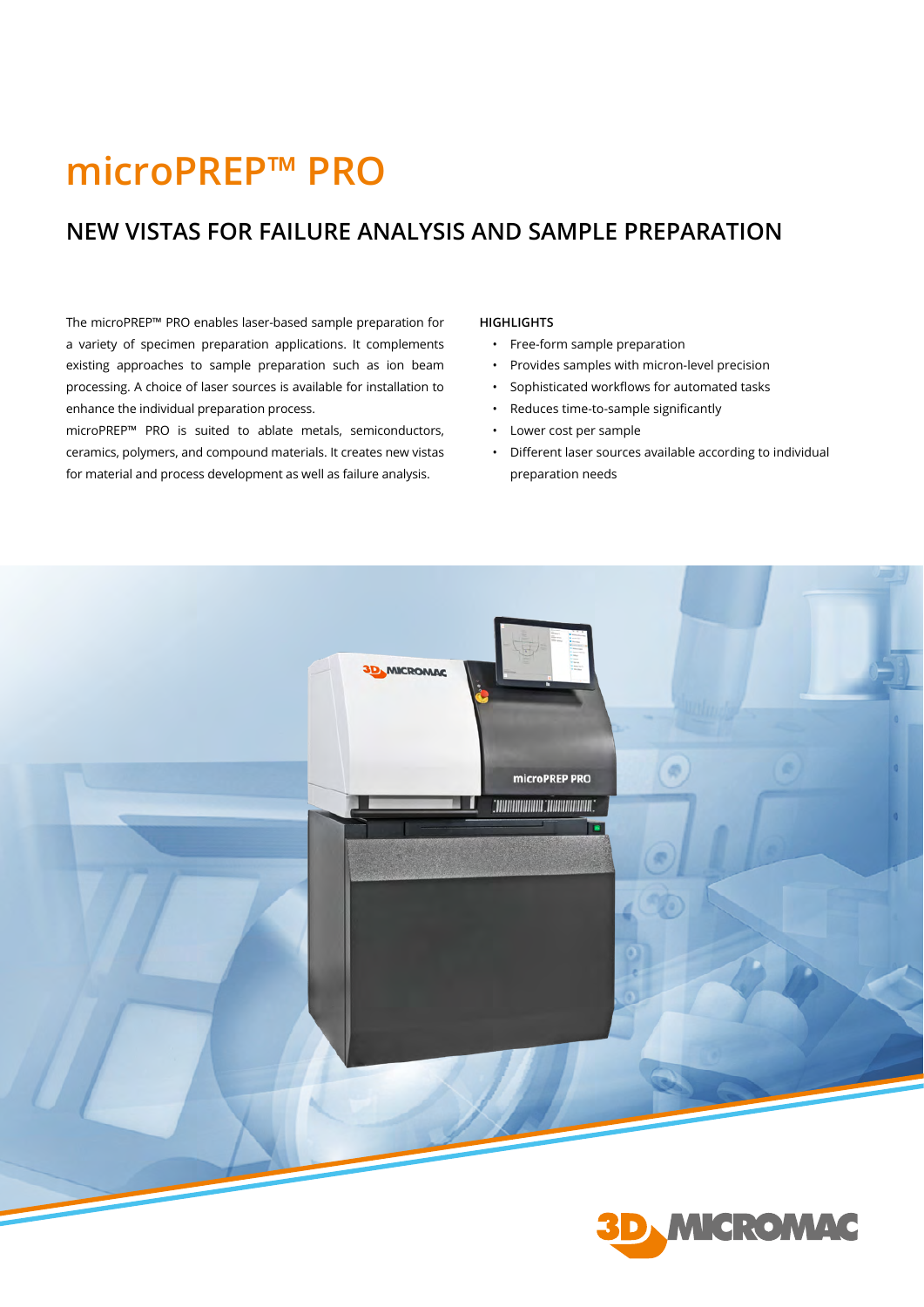# microPREP™ PRO

## NEW VISTAS FOR FAILURE ANALYSIS AND SAMPLE PREPARATION

The microPREP™ PRO enables laser-based sample preparation for a variety of specimen preparation applications. It complements existing approaches to sample preparation such as ion beam processing. A choice of laser sources is available for installation to enhance the individual preparation process.

microPREP™ PRO is suited to ablate metals, semiconductors, ceramics, polymers, and compound materials. It creates new vistas for material and process development as well as failure analysis.

**HIGHLIGHTS**

- Free-form sample preparation
- Provides samples with micron-level precision
- Sophisticated workflows for automated tasks
- Reduces time-to-sample significantly
- Lower cost per sample
- Different laser sources available according to individual preparation needs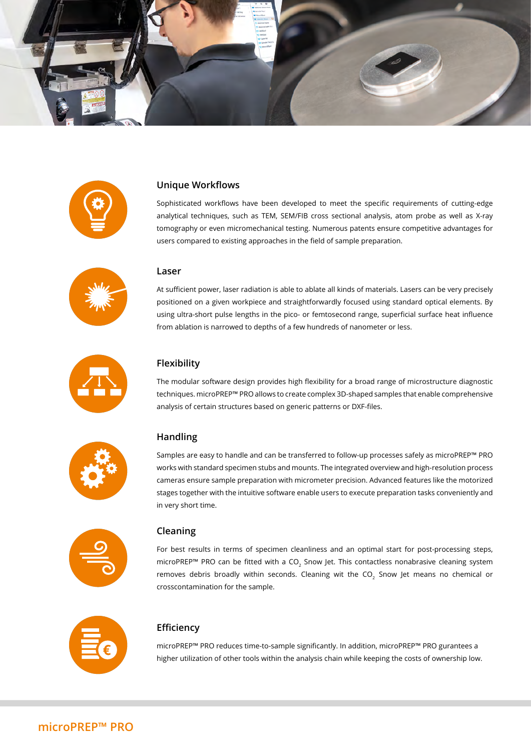## Unique Workflows

Sophisticated workflows have been developed to meet the specific requirements of cutting-edge analytical techniques, such as TEM, SEM/FIB cross sectional analysis, atom probe as well as X-ray tomography or even micromechanical testing. Numerous patents ensure competitive advantages for users compared to existing approaches in the field of sample preparation.

## Laser

At sufficient power, laser radiation is able to ablate all kinds of materials. Lasers can be very precisely positioned on a given workpiece and straightforwardly focused using standard optical elements. By using ultra-short pulse lengths in the pico- or femtosecond range, superficial surface heat influence from ablation is narrowed to depths of a few hundreds of nanometer or less.

## Flexibility

The modular software design provides high flexibility for a broad range of microstructure diagnostic techniques. microPREP™ PRO allows to create complex 3D-shaped samples that enable comprehensive analysis of certain structures based on generic patterns or DXF-files.

## Handling

Samples are easy to handle and can be transferred to follow-up processes safely as microPREP™ PRO works with standard specimen stubs and mounts. The integrated overview and high-resolution process cameras ensure sample preparation with micrometer precision. Advanced features like the motorized stages together with the intuitive software enable users to execute preparation tasks conveniently and in very short time.

## Cleaning

For best results in terms of specimen cleanliness and an optimal start for post-processing steps, microPREP™ PRO can be fitted with a $CO_2$ Snow Jet. This contactless nonabrasive cleaning system removes debris broadly within seconds. Cleaning wit the $CO_2$ Snow Jet means no chemical or crosscontamination for the sample.

## Efficiency

microPREP™ PRO reduces time-to-sample significantly. In addition, microPREP™ PRO gurantees a higher utilization of other tools within the analysis chain while keeping the costs of ownership low.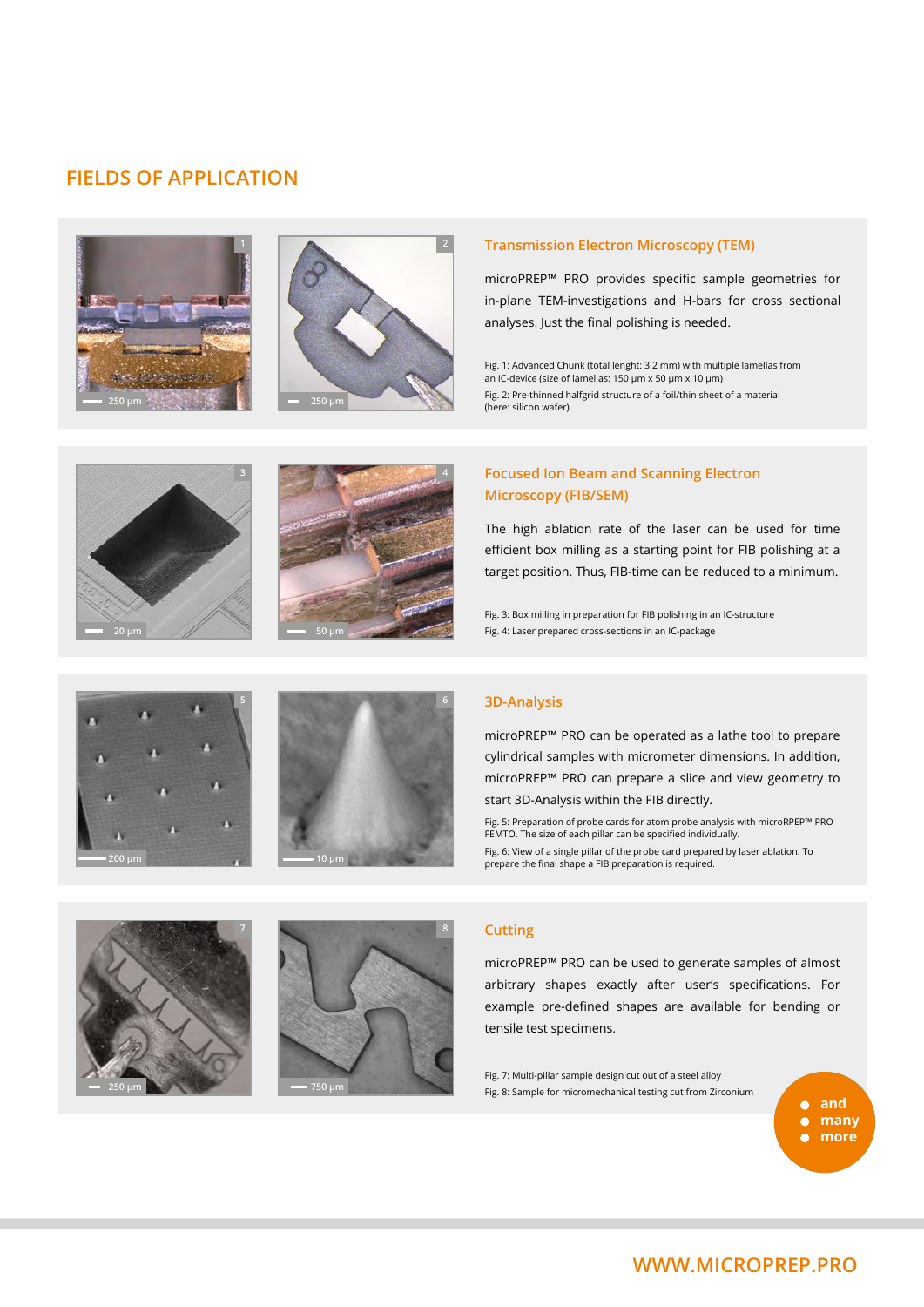# FIELDS OF APPLICATION

## Transmission Electron Microscopy (TEM)

microPREP™ PRO provides specific sample geometries for in-plane TEM-investigations and H-bars for cross sectional analyses. Just the final polishing is needed.

Fig. 1: Advanced Chunk (total lenght: 3.2 mm) with multiple lamellas from an IC-device (size of lamellas: 150 µm x 50 µm x 10 µm)

Fig. 2: Pre-thinned halfgrid structure of a foil/thin sheet of a material (here: silicon wafer)

## Focused Ion Beam and Scanning Electron Microscopy (FIB/SEM)

The high ablation rate of the laser can be used for time efficient box milling as a starting point for FIB polishing at a target position. Thus, FIB-time can be reduced to a minimum.

Fig. 3: Box milling in preparation for FIB polishing in an IC-structure

Fig. 4: Laser prepared cross-sections in an IC-package

## 3D-Analysis

microPREP™ PRO can be operated as a lathe tool to prepare cylindrical samples with micrometer dimensions. In addition, microPREP™ PRO can prepare a slice and view geometry to start 3D-Analysis within the FIB directly.

Fig. 5: Preparation of probe cards for atom probe analysis with microRPEP™ PRO FEMTO. The size of each pillar can be specified individually.

Fig. 6: View of a single pillar of the probe card prepared by laser ablation. To prepare the final shape a FIB preparation is required.

## Cutting

microPREP™ PRO can be used to generate samples of almost arbitrary shapes exactly after user's specifications. For example pre-defined shapes are available for bending or tensile test specimens.

Fig. 7: Multi-pillar sample design cut out of a steel alloy

Fig. 8: Sample for micromechanical testing cut from Zirconium

- and
- many
- more

WWW.MICROPREP.PRO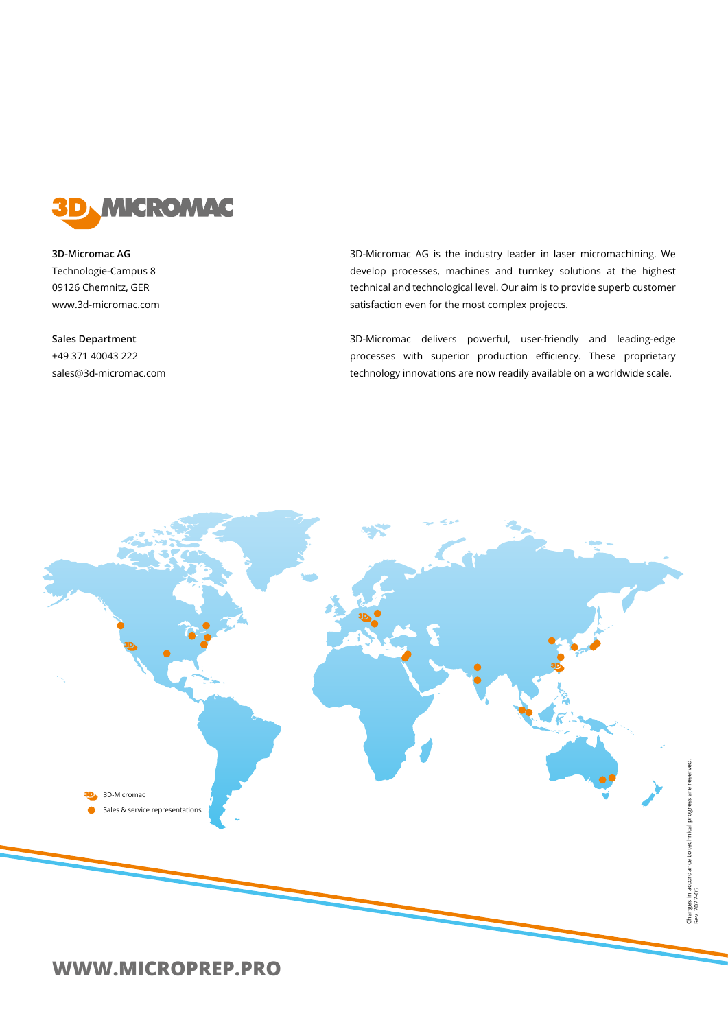**3D-Micromac AG**
Technologie-Campus 8
09126 Chemnitz, GER
www.3d-micromac.com

**Sales Department**
+49 371 40043 222
sales@3d-micromac.com

3D-Micromac AG is the industry leader in laser micromachining. We develop processes, machines and turnkey solutions at the highest technical and technological level. Our aim is to provide superb customer satisfaction even for the most complex projects.

3D-Micromac delivers powerful, user-friendly and leading-edge processes with superior production efficiency. These proprietary technology innovations are now readily available on a worldwide scale.

3D-Micromac

Sales & service representations

Changes in accordance to technical progress are reserved.
Rev. 2022-05

**WWW.MICROPREP.PRO**